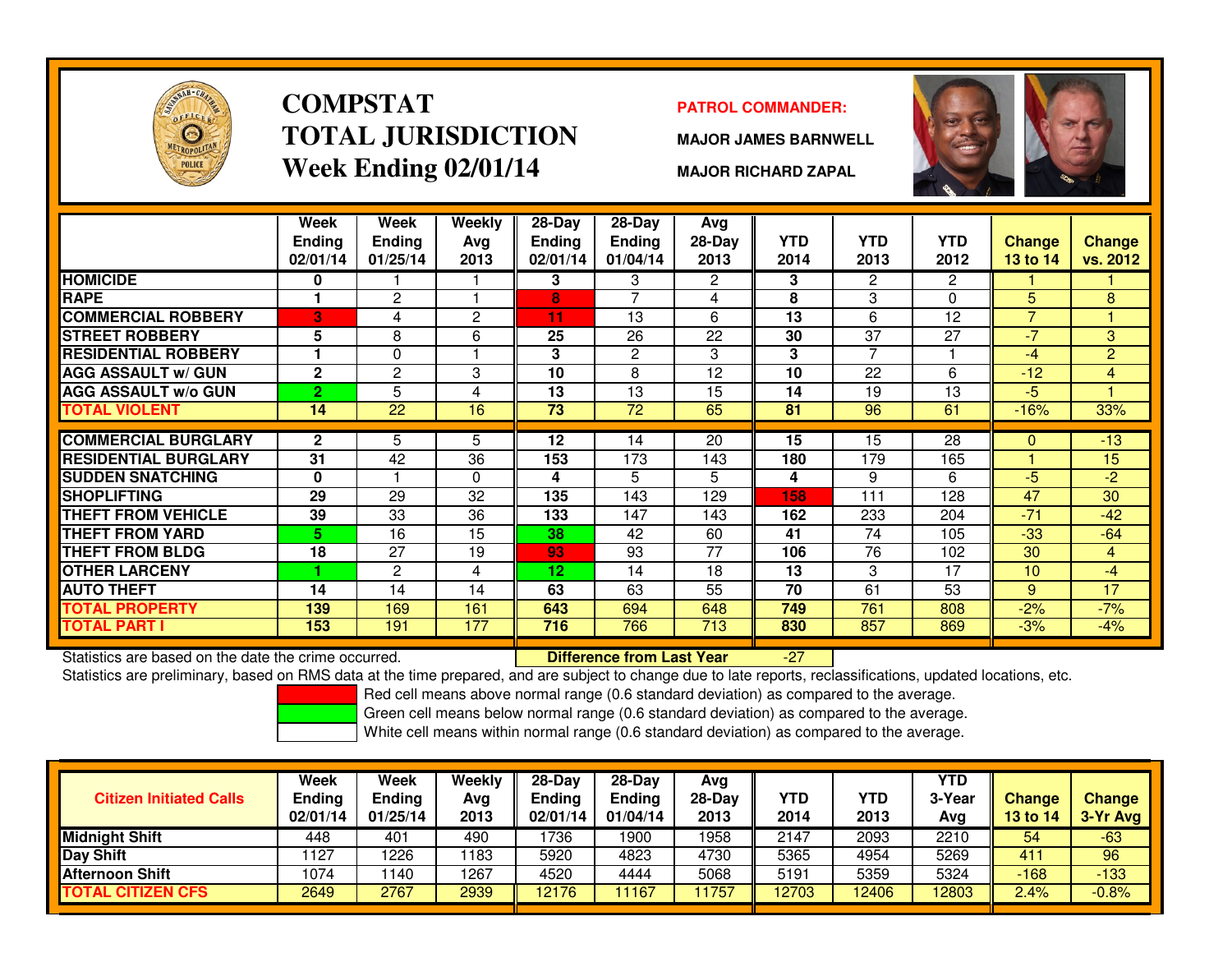# COMPSTAT
# TOTAL JURISDICTION
## Week Ending 02/01/14

**PATROL COMMANDER:**

**MAJOR JAMES BARNWELL**

**MAJOR RICHARD ZAPAL**

| | Week Ending 02/01/14 | Week Ending 01/25/14 | Weekly Avg 2013 | 28-Day Ending 02/01/14 | 28-Day Ending 01/04/14 | Avg 28-Day 2013 | YTD 2014 | YTD 2013 | YTD 2012 | Change 13 to 14 | Change vs. 2012 |
|---|---|---|---|---|---|---|---|---|---|---|---|
| HOMICIDE | 0 | 1 | 1 | 3 | 3 | 2 | 3 | 2 | 2 | 1 | 1 |
| RAPE | 1 | 2 | 1 | 8 | 7 | 4 | 8 | 3 | 0 | 5 | 8 |
| COMMERCIAL ROBBERY | 3 | 4 | 2 | 11 | 13 | 6 | 13 | 6 | 12 | 7 | 1 |
| STREET ROBBERY | 5 | 8 | 6 | 25 | 26 | 22 | 30 | 37 | 27 | -7 | 3 |
| RESIDENTIAL ROBBERY | 1 | 0 | 1 | 3 | 2 | 3 | 3 | 7 | 1 | -4 | 2 |
| AGG ASSAULT w/ GUN | 2 | 2 | 3 | 10 | 8 | 12 | 10 | 22 | 6 | -12 | 4 |
| AGG ASSAULT w/o GUN | 2 | 5 | 4 | 13 | 13 | 15 | 14 | 19 | 13 | -5 | 1 |
| TOTAL VIOLENT | 14 | 22 | 16 | 73 | 72 | 65 | 81 | 96 | 61 | -16% | 33% |
| COMMERCIAL BURGLARY | 2 | 5 | 5 | 12 | 14 | 20 | 15 | 15 | 28 | 0 | -13 |
| RESIDENTIAL BURGLARY | 31 | 42 | 36 | 153 | 173 | 143 | 180 | 179 | 165 | 1 | 15 |
| SUDDEN SNATCHING | 0 | 1 | 0 | 4 | 5 | 5 | 4 | 9 | 6 | -5 | -2 |
| SHOPLIFTING | 29 | 29 | 32 | 135 | 143 | 129 | 158 | 111 | 128 | 47 | 30 |
| THEFT FROM VEHICLE | 39 | 33 | 36 | 133 | 147 | 143 | 162 | 233 | 204 | -71 | -42 |
| THEFT FROM YARD | 5 | 16 | 15 | 38 | 42 | 60 | 41 | 74 | 105 | -33 | -64 |
| THEFT FROM BLDG | 18 | 27 | 19 | 93 | 93 | 77 | 106 | 76 | 102 | 30 | 4 |
| OTHER LARCENY | 1 | 2 | 4 | 12 | 14 | 18 | 13 | 3 | 17 | 10 | -4 |
| AUTO THEFT | 14 | 14 | 14 | 63 | 63 | 55 | 70 | 61 | 53 | 9 | 17 |
| TOTAL PROPERTY | 139 | 169 | 161 | 643 | 694 | 648 | 749 | 761 | 808 | -2% | -7% |
| TOTAL PART I | 153 | 191 | 177 | 716 | 766 | 713 | 830 | 857 | 869 | -3% | -4% |

Statistics are based on the date the crime occurred. **Difference from Last Year** -27

Statistics are preliminary, based on RMS data at the time prepared, and are subject to change due to late reports, reclassifications, updated locations, etc.

Red cell means above normal range (0.6 standard deviation) as compared to the average.
Green cell means below normal range (0.6 standard deviation) as compared to the average.
White cell means within normal range (0.6 standard deviation) as compared to the average.

| Citizen Initiated Calls | Week Ending 02/01/14 | Week Ending 01/25/14 | Weekly Avg 2013 | 28-Day Ending 02/01/14 | 28-Day Ending 01/04/14 | Avg 28-Day 2013 | YTD 2014 | YTD 2013 | YTD 3-Year Avg | Change 13 to 14 | Change 3-Yr Avg |
|---|---|---|---|---|---|---|---|---|---|---|---|
| Midnight Shift | 448 | 401 | 490 | 1736 | 1900 | 1958 | 2147 | 2093 | 2210 | 54 | -63 |
| Day Shift | 1127 | 1226 | 1183 | 5920 | 4823 | 4730 | 5365 | 4954 | 5269 | 411 | 96 |
| Afternoon Shift | 1074 | 1140 | 1267 | 4520 | 4444 | 5068 | 5191 | 5359 | 5324 | -168 | -133 |
| TOTAL CITIZEN CFS | 2649 | 2767 | 2939 | 12176 | 11167 | 11757 | 12703 | 12406 | 12803 | 2.4% | -0.8% |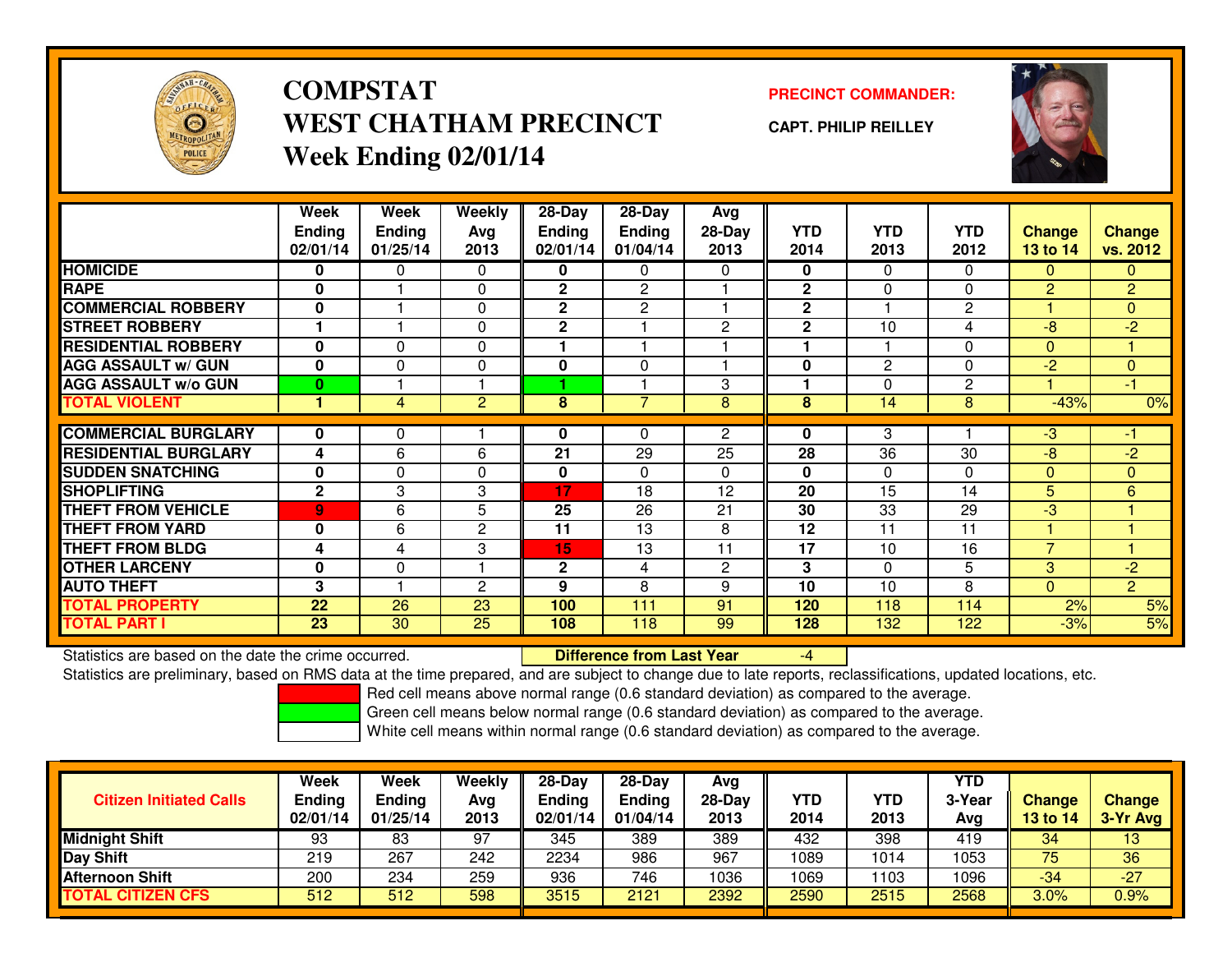# COMPSTAT
# WEST CHATHAM PRECINCT
## Week Ending 02/01/14

**PRECINCT COMMANDER:**

**CAPT. PHILIP REILLEY**

| | Week Ending 02/01/14 | Week Ending 01/25/14 | Weekly Avg 2013 | 28-Day Ending 02/01/14 | 28-Day Ending 01/04/14 | Avg 28-Day 2013 | YTD 2014 | YTD 2013 | YTD 2012 | Change 13 to 14 | Change vs. 2012 |
|---|---|---|---|---|---|---|---|---|---|---|---|
| **HOMICIDE** | 0 | 0 | 0 | 0 | 0 | 0 | 0 | 0 | 0 | 0 | 0 |
| **RAPE** | 0 | 1 | 0 | 2 | 2 | 1 | 2 | 0 | 0 | 2 | 2 |
| **COMMERCIAL ROBBERY** | 0 | 1 | 0 | 2 | 2 | 1 | 2 | 1 | 2 | 1 | 0 |
| **STREET ROBBERY** | 1 | 1 | 0 | 2 | 1 | 2 | 2 | 10 | 4 | -8 | -2 |
| **RESIDENTIAL ROBBERY** | 0 | 0 | 0 | 1 | 1 | 1 | 1 | 1 | 0 | 0 | 1 |
| **AGG ASSAULT w/ GUN** | 0 | 0 | 0 | 0 | 0 | 1 | 0 | 2 | 0 | -2 | 0 |
| **AGG ASSAULT w/o GUN** | 0 | 1 | 1 | 1 | 1 | 3 | 1 | 0 | 2 | 1 | -1 |
| **TOTAL VIOLENT** | 1 | 4 | 2 | 8 | 7 | 8 | 8 | 14 | 8 | -43% | 0% |
| **COMMERCIAL BURGLARY** | 0 | 0 | 1 | 0 | 0 | 2 | 0 | 3 | 1 | -3 | -1 |
| **RESIDENTIAL BURGLARY** | 4 | 6 | 6 | 21 | 29 | 25 | 28 | 36 | 30 | -8 | -2 |
| **SUDDEN SNATCHING** | 0 | 0 | 0 | 0 | 0 | 0 | 0 | 0 | 0 | 0 | 0 |
| **SHOPLIFTING** | 2 | 3 | 3 | 17 | 18 | 12 | 20 | 15 | 14 | 5 | 6 |
| **THEFT FROM VEHICLE** | 9 | 6 | 5 | 25 | 26 | 21 | 30 | 33 | 29 | -3 | 1 |
| **THEFT FROM YARD** | 0 | 6 | 2 | 11 | 13 | 8 | 12 | 11 | 11 | 1 | 1 |
| **THEFT FROM BLDG** | 4 | 4 | 3 | 15 | 13 | 11 | 17 | 10 | 16 | 7 | 1 |
| **OTHER LARCENY** | 0 | 0 | 1 | 2 | 4 | 2 | 3 | 0 | 5 | 3 | -2 |
| **AUTO THEFT** | 3 | 1 | 2 | 9 | 8 | 9 | 10 | 10 | 8 | 0 | 2 |
| **TOTAL PROPERTY** | 22 | 26 | 23 | 100 | 111 | 91 | 120 | 118 | 114 | 2% | 5% |
| **TOTAL PART I** | 23 | 30 | 25 | 108 | 118 | 99 | 128 | 132 | 122 | -3% | 5% |

Statistics are based on the date the crime occurred. **Difference from Last Year** -4

Statistics are preliminary, based on RMS data at the time prepared, and are subject to change due to late reports, reclassifications, updated locations, etc.

Red cell means above normal range (0.6 standard deviation) as compared to the average.
Green cell means below normal range (0.6 standard deviation) as compared to the average.
White cell means within normal range (0.6 standard deviation) as compared to the average.

| Citizen Initiated Calls | Week Ending 02/01/14 | Week Ending 01/25/14 | Weekly Avg 2013 | 28-Day Ending 02/01/14 | 28-Day Ending 01/04/14 | Avg 28-Day 2013 | YTD 2014 | YTD 2013 | YTD 3-Year Avg | Change 13 to 14 | Change 3-Yr Avg |
|---|---|---|---|---|---|---|---|---|---|---|---|
| **Midnight Shift** | 93 | 83 | 97 | 345 | 389 | 389 | 432 | 398 | 419 | 34 | 13 |
| **Day Shift** | 219 | 267 | 242 | 2234 | 986 | 967 | 1089 | 1014 | 1053 | 75 | 36 |
| **Afternoon Shift** | 200 | 234 | 259 | 936 | 746 | 1036 | 1069 | 1103 | 1096 | -34 | -27 |
| **TOTAL CITIZEN CFS** | 512 | 512 | 598 | 3515 | 2121 | 2392 | 2590 | 2515 | 2568 | 3.0% | 0.9% |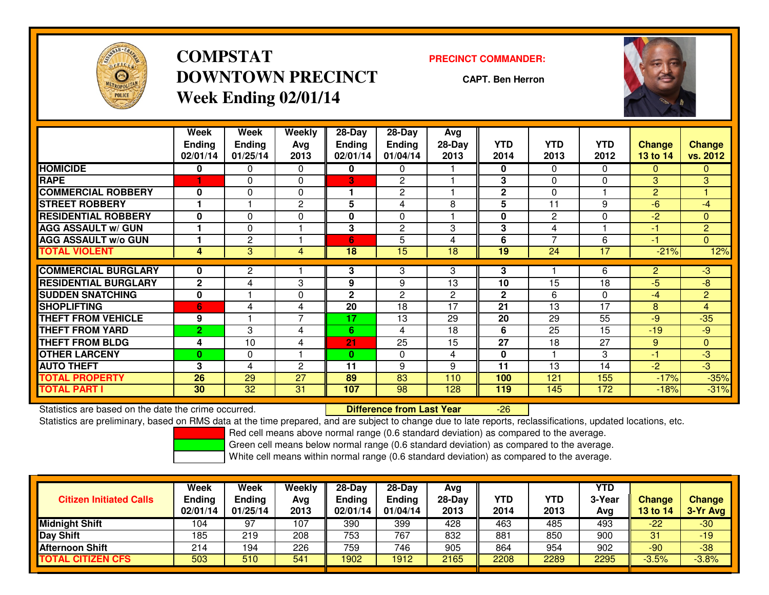# COMPSTAT
# DOWNTOWN PRECINCT
# Week Ending 02/01/14

**PRECINCT COMMANDER:**

**CAPT. Ben Herron**

| | Week Ending 02/01/14 | Week Ending 01/25/14 | Weekly Avg 2013 | 28-Day Ending 02/01/14 | 28-Day Ending 01/04/14 | Avg 28-Day 2013 | YTD 2014 | YTD 2013 | YTD 2012 | Change 13 to 14 | Change vs. 2012 |
|---|---|---|---|---|---|---|---|---|---|---|---|
| **HOMICIDE** | 0 | 0 | 0 | 0 | 0 | 1 | 0 | 0 | 0 | 0 | 0 |
| **RAPE** | 1 | 0 | 0 | 3 | 2 | 1 | 3 | 0 | 0 | 3 | 3 |
| **COMMERCIAL ROBBERY** | 0 | 0 | 0 | 1 | 2 | 1 | 2 | 0 | 1 | 2 | 1 |
| **STREET ROBBERY** | 1 | 1 | 2 | 5 | 4 | 8 | 5 | 11 | 9 | -6 | -4 |
| **RESIDENTIAL ROBBERY** | 0 | 0 | 0 | 0 | 0 | 1 | 0 | 2 | 0 | -2 | 0 |
| **AGG ASSAULT w/ GUN** | 1 | 0 | 1 | 3 | 2 | 3 | 3 | 4 | 1 | -1 | 2 |
| **AGG ASSAULT w/o GUN** | 1 | 2 | 1 | 6 | 5 | 4 | 6 | 7 | 6 | -1 | 0 |
| **TOTAL VIOLENT** | 4 | 3 | 4 | 18 | 15 | 18 | 19 | 24 | 17 | -21% | 12% |
| **COMMERCIAL BURGLARY** | 0 | 2 | 1 | 3 | 3 | 3 | 3 | 1 | 6 | 2 | -3 |
| **RESIDENTIAL BURGLARY** | 2 | 4 | 3 | 9 | 9 | 13 | 10 | 15 | 18 | -5 | -8 |
| **SUDDEN SNATCHING** | 0 | 1 | 0 | 2 | 2 | 2 | 2 | 6 | 0 | -4 | 2 |
| **SHOPLIFTING** | 6 | 4 | 4 | 20 | 18 | 17 | 21 | 13 | 17 | 8 | 4 |
| **THEFT FROM VEHICLE** | 9 | 1 | 7 | 17 | 13 | 29 | 20 | 29 | 55 | -9 | -35 |
| **THEFT FROM YARD** | 2 | 3 | 4 | 6 | 4 | 18 | 6 | 25 | 15 | -19 | -9 |
| **THEFT FROM BLDG** | 4 | 10 | 4 | 21 | 25 | 15 | 27 | 18 | 27 | 9 | 0 |
| **OTHER LARCENY** | 0 | 0 | 1 | 0 | 0 | 4 | 0 | 1 | 3 | -1 | -3 |
| **AUTO THEFT** | 3 | 4 | 2 | 11 | 9 | 9 | 11 | 13 | 14 | -2 | -3 |
| **TOTAL PROPERTY** | 26 | 29 | 27 | 89 | 83 | 110 | 100 | 121 | 155 | -17% | -35% |
| **TOTAL PART I** | 30 | 32 | 31 | 107 | 98 | 128 | 119 | 145 | 172 | -18% | -31% |

Statistics are based on the date the crime occurred. **Difference from Last Year** -26

Statistics are preliminary, based on RMS data at the time prepared, and are subject to change due to late reports, reclassifications, updated locations, etc.

Red cell means above normal range (0.6 standard deviation) as compared to the average.

Green cell means below normal range (0.6 standard deviation) as compared to the average.

White cell means within normal range (0.6 standard deviation) as compared to the average.

| Citizen Initiated Calls | Week Ending 02/01/14 | Week Ending 01/25/14 | Weekly Avg 2013 | 28-Day Ending 02/01/14 | 28-Day Ending 01/04/14 | Avg 28-Day 2013 | YTD 2014 | YTD 2013 | YTD 3-Year Avg | Change 13 to 14 | Change 3-Yr Avg |
|---|---|---|---|---|---|---|---|---|---|---|---|
| **Midnight Shift** | 104 | 97 | 107 | 390 | 399 | 428 | 463 | 485 | 493 | -22 | -30 |
| **Day Shift** | 185 | 219 | 208 | 753 | 767 | 832 | 881 | 850 | 900 | 31 | -19 |
| **Afternoon Shift** | 214 | 194 | 226 | 759 | 746 | 905 | 864 | 954 | 902 | -90 | -38 |
| **TOTAL CITIZEN CFS** | 503 | 510 | 541 | 1902 | 1912 | 2165 | 2208 | 2289 | 2295 | -3.5% | -3.8% |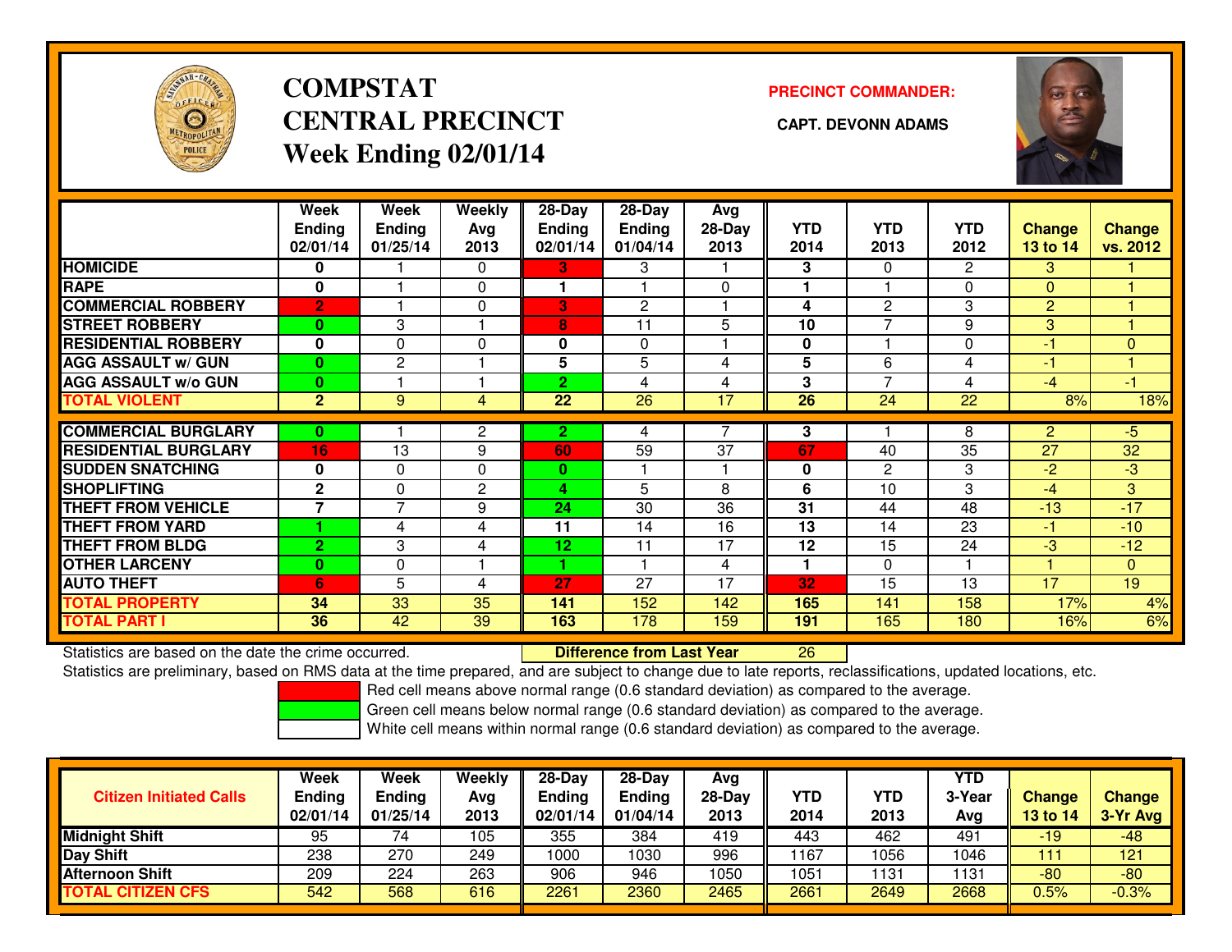# COMPSTAT
# CENTRAL PRECINCT
## Week Ending 02/01/14

**PRECINCT COMMANDER:**

**CAPT. DEVONN ADAMS**

| | Week Ending 02/01/14 | Week Ending 01/25/14 | Weekly Avg 2013 | 28-Day Ending 02/01/14 | 28-Day Ending 01/04/14 | Avg 28-Day 2013 | YTD 2014 | YTD 2013 | YTD 2012 | Change 13 to 14 | Change vs. 2012 |
|---|---|---|---|---|---|---|---|---|---|---|---|
| HOMICIDE | 0 | 1 | 0 | 3 | 3 | 1 | 3 | 0 | 2 | 3 | 1 |
| RAPE | 0 | 1 | 0 | 1 | 1 | 0 | 1 | 1 | 0 | 0 | 1 |
| COMMERCIAL ROBBERY | 2 | 1 | 0 | 3 | 2 | 1 | 4 | 2 | 3 | 2 | 1 |
| STREET ROBBERY | 0 | 3 | 1 | 8 | 11 | 5 | 10 | 7 | 9 | 3 | 1 |
| RESIDENTIAL ROBBERY | 0 | 0 | 0 | 0 | 0 | 1 | 0 | 1 | 0 | -1 | 0 |
| AGG ASSAULT w/ GUN | 0 | 2 | 1 | 5 | 5 | 4 | 5 | 6 | 4 | -1 | 1 |
| AGG ASSAULT w/o GUN | 0 | 1 | 1 | 2 | 4 | 4 | 3 | 7 | 4 | -4 | -1 |
| TOTAL VIOLENT | 2 | 9 | 4 | 22 | 26 | 17 | 26 | 24 | 22 | 8% | 18% |
| COMMERCIAL BURGLARY | 0 | 1 | 2 | 2 | 4 | 7 | 3 | 1 | 8 | 2 | -5 |
| RESIDENTIAL BURGLARY | 16 | 13 | 9 | 60 | 59 | 37 | 67 | 40 | 35 | 27 | 32 |
| SUDDEN SNATCHING | 0 | 0 | 0 | 0 | 1 | 1 | 0 | 2 | 3 | -2 | -3 |
| SHOPLIFTING | 2 | 0 | 2 | 4 | 5 | 8 | 6 | 10 | 3 | -4 | 3 |
| THEFT FROM VEHICLE | 7 | 7 | 9 | 24 | 30 | 36 | 31 | 44 | 48 | -13 | -17 |
| THEFT FROM YARD | 1 | 4 | 4 | 11 | 14 | 16 | 13 | 14 | 23 | -1 | -10 |
| THEFT FROM BLDG | 2 | 3 | 4 | 12 | 11 | 17 | 12 | 15 | 24 | -3 | -12 |
| OTHER LARCENY | 0 | 0 | 1 | 1 | 1 | 4 | 1 | 0 | 1 | 1 | 0 |
| AUTO THEFT | 6 | 5 | 4 | 27 | 27 | 17 | 32 | 15 | 13 | 17 | 19 |
| TOTAL PROPERTY | 34 | 33 | 35 | 141 | 152 | 142 | 165 | 141 | 158 | 17% | 4% |
| TOTAL PART I | 36 | 42 | 39 | 163 | 178 | 159 | 191 | 165 | 180 | 16% | 6% |

Statistics are based on the date the crime occurred. **Difference from Last Year** 26

Statistics are preliminary, based on RMS data at the time prepared, and are subject to change due to late reports, reclassifications, updated locations, etc.

Red cell means above normal range (0.6 standard deviation) as compared to the average.

Green cell means below normal range (0.6 standard deviation) as compared to the average.

White cell means within normal range (0.6 standard deviation) as compared to the average.

| Citizen Initiated Calls | Week Ending 02/01/14 | Week Ending 01/25/14 | Weekly Avg 2013 | 28-Day Ending 02/01/14 | 28-Day Ending 01/04/14 | Avg 28-Day 2013 | YTD 2014 | YTD 2013 | YTD 3-Year Avg | Change 13 to 14 | Change 3-Yr Avg |
|---|---|---|---|---|---|---|---|---|---|---|---|
| Midnight Shift | 95 | 74 | 105 | 355 | 384 | 419 | 443 | 462 | 491 | -19 | -48 |
| Day Shift | 238 | 270 | 249 | 1000 | 1030 | 996 | 1167 | 1056 | 1046 | 111 | 121 |
| Afternoon Shift | 209 | 224 | 263 | 906 | 946 | 1050 | 1051 | 1131 | 1131 | -80 | -80 |
| TOTAL CITIZEN CFS | 542 | 568 | 616 | 2261 | 2360 | 2465 | 2661 | 2649 | 2668 | 0.5% | -0.3% |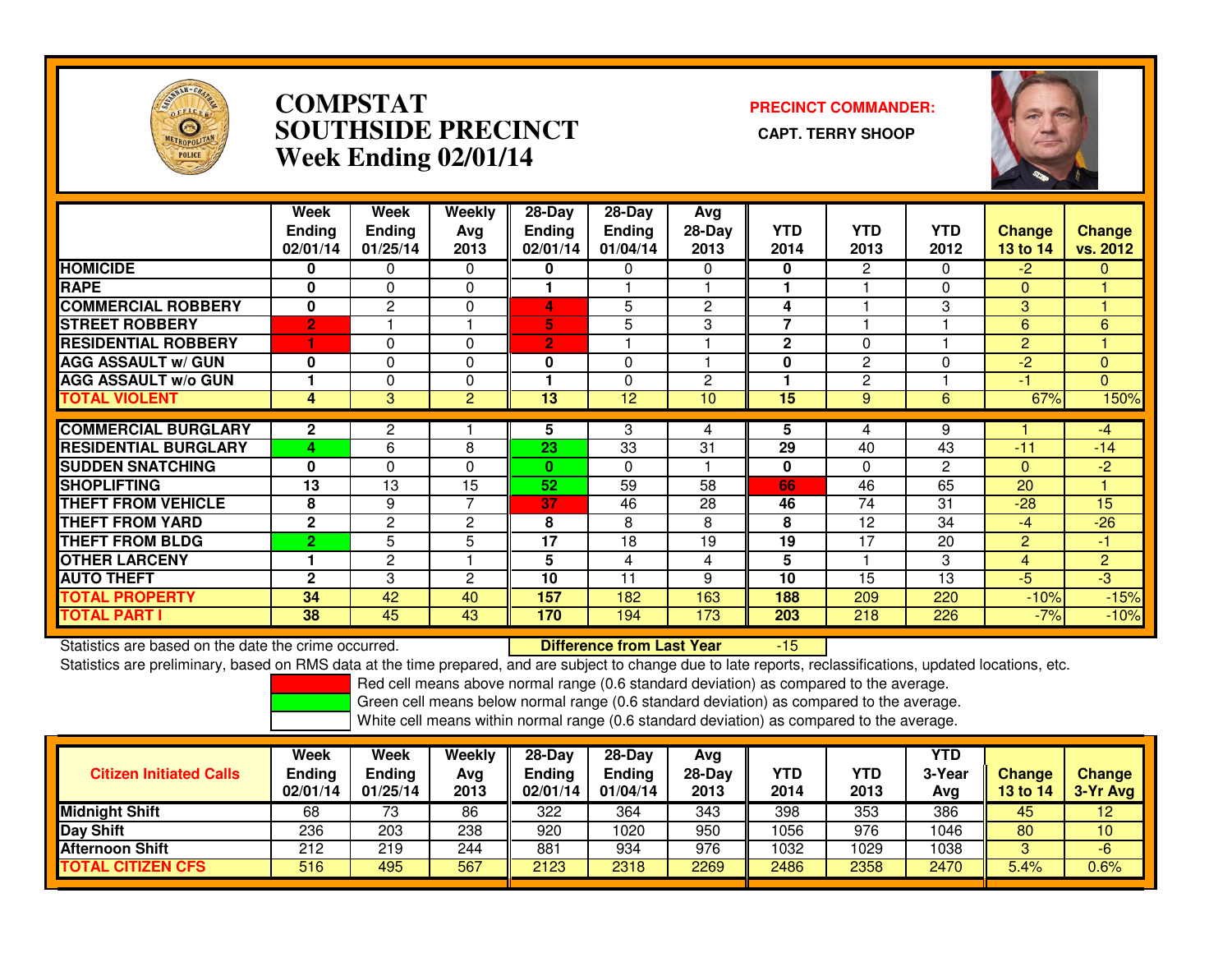# COMPSTAT
# SOUTHSIDE PRECINCT
# Week Ending 02/01/14

**PRECINCT COMMANDER:**

**CAPT. TERRY SHOOP**

| | Week Ending 02/01/14 | Week Ending 01/25/14 | Weekly Avg 2013 | 28-Day Ending 02/01/14 | 28-Day Ending 01/04/14 | Avg 28-Day 2013 | YTD 2014 | YTD 2013 | YTD 2012 | Change 13 to 14 | Change vs. 2012 |
|---|---|---|---|---|---|---|---|---|---|---|---|
| HOMICIDE | 0 | 0 | 0 | 0 | 0 | 0 | 0 | 2 | 0 | -2 | 0 |
| RAPE | 0 | 0 | 0 | 1 | 1 | 1 | 1 | 1 | 0 | 0 | 1 |
| COMMERCIAL ROBBERY | 0 | 2 | 0 | 4 | 5 | 2 | 4 | 1 | 3 | 3 | 1 |
| STREET ROBBERY | 2 | 1 | 1 | 5 | 5 | 3 | 7 | 1 | 1 | 6 | 6 |
| RESIDENTIAL ROBBERY | 1 | 0 | 0 | 2 | 1 | 1 | 2 | 0 | 1 | 2 | 1 |
| AGG ASSAULT w/ GUN | 0 | 0 | 0 | 0 | 0 | 1 | 0 | 2 | 0 | -2 | 0 |
| AGG ASSAULT w/o GUN | 1 | 0 | 0 | 1 | 0 | 2 | 1 | 2 | 1 | -1 | 0 |
| TOTAL VIOLENT | 4 | 3 | 2 | 13 | 12 | 10 | 15 | 9 | 6 | 67% | 150% |
| COMMERCIAL BURGLARY | 2 | 2 | 1 | 5 | 3 | 4 | 5 | 4 | 9 | 1 | -4 |
| RESIDENTIAL BURGLARY | 4 | 6 | 8 | 23 | 33 | 31 | 29 | 40 | 43 | -11 | -14 |
| SUDDEN SNATCHING | 0 | 0 | 0 | 0 | 0 | 1 | 0 | 0 | 2 | 0 | -2 |
| SHOPLIFTING | 13 | 13 | 15 | 52 | 59 | 58 | 66 | 46 | 65 | 20 | 1 |
| THEFT FROM VEHICLE | 8 | 9 | 7 | 37 | 46 | 28 | 46 | 74 | 31 | -28 | 15 |
| THEFT FROM YARD | 2 | 2 | 2 | 8 | 8 | 8 | 8 | 12 | 34 | -4 | -26 |
| THEFT FROM BLDG | 2 | 5 | 5 | 17 | 18 | 19 | 19 | 17 | 20 | 2 | -1 |
| OTHER LARCENY | 1 | 2 | 1 | 5 | 4 | 4 | 5 | 1 | 3 | 4 | 2 |
| AUTO THEFT | 2 | 3 | 2 | 10 | 11 | 9 | 10 | 15 | 13 | -5 | -3 |
| TOTAL PROPERTY | 34 | 42 | 40 | 157 | 182 | 163 | 188 | 209 | 220 | -10% | -15% |
| TOTAL PART I | 38 | 45 | 43 | 170 | 194 | 173 | 203 | 218 | 226 | -7% | -10% |

Statistics are based on the date the crime occurred. **Difference from Last Year** -15

Statistics are preliminary, based on RMS data at the time prepared, and are subject to change due to late reports, reclassifications, updated locations, etc.

Red cell means above normal range (0.6 standard deviation) as compared to the average.
Green cell means below normal range (0.6 standard deviation) as compared to the average.
White cell means within normal range (0.6 standard deviation) as compared to the average.

| Citizen Initiated Calls | Week Ending 02/01/14 | Week Ending 01/25/14 | Weekly Avg 2013 | 28-Day Ending 02/01/14 | 28-Day Ending 01/04/14 | Avg 28-Day 2013 | YTD 2014 | YTD 2013 | YTD 3-Year Avg | Change 13 to 14 | Change 3-Yr Avg |
|---|---|---|---|---|---|---|---|---|---|---|---|
| Midnight Shift | 68 | 73 | 86 | 322 | 364 | 343 | 398 | 353 | 386 | 45 | 12 |
| Day Shift | 236 | 203 | 238 | 920 | 1020 | 950 | 1056 | 976 | 1046 | 80 | 10 |
| Afternoon Shift | 212 | 219 | 244 | 881 | 934 | 976 | 1032 | 1029 | 1038 | 3 | -6 |
| TOTAL CITIZEN CFS | 516 | 495 | 567 | 2123 | 2318 | 2269 | 2486 | 2358 | 2470 | 5.4% | 0.6% |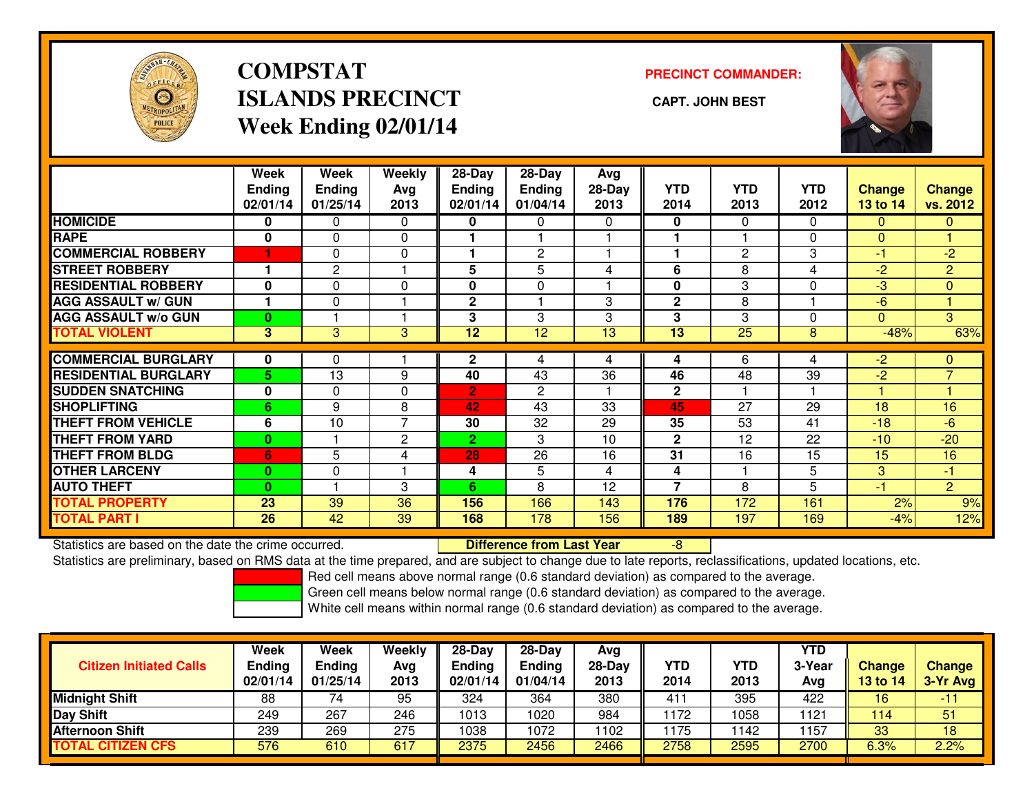# COMPSTAT ISLANDS PRECINCT Week Ending 02/01/14

**PRECINCT COMMANDER:**

**CAPT. JOHN BEST**

| | Week Ending 02/01/14 | Week Ending 01/25/14 | Weekly Avg 2013 | 28-Day Ending 02/01/14 | 28-Day Ending 01/04/14 | Avg 28-Day 2013 | YTD 2014 | YTD 2013 | YTD 2012 | Change 13 to 14 | Change vs. 2012 |
|---|---|---|---|---|---|---|---|---|---|---|---|
| HOMICIDE | 0 | 0 | 0 | 0 | 0 | 0 | 0 | 0 | 0 | 0 | 0 |
| RAPE | 0 | 0 | 0 | 1 | 1 | 1 | 1 | 1 | 0 | 0 | 1 |
| COMMERCIAL ROBBERY | 1 | 0 | 0 | 1 | 2 | 1 | 1 | 2 | 3 | -1 | -2 |
| STREET ROBBERY | 1 | 2 | 1 | 5 | 5 | 4 | 6 | 8 | 4 | -2 | 2 |
| RESIDENTIAL ROBBERY | 0 | 0 | 0 | 0 | 0 | 1 | 0 | 3 | 0 | -3 | 0 |
| AGG ASSAULT w/ GUN | 1 | 0 | 1 | 2 | 1 | 3 | 2 | 8 | 1 | -6 | 1 |
| AGG ASSAULT w/o GUN | 0 | 1 | 1 | 3 | 3 | 3 | 3 | 3 | 0 | 0 | 3 |
| TOTAL VIOLENT | 3 | 3 | 3 | 12 | 12 | 13 | 13 | 25 | 8 | -48% | 63% |
| COMMERCIAL BURGLARY | 0 | 0 | 1 | 2 | 4 | 4 | 4 | 6 | 4 | -2 | 0 |
| RESIDENTIAL BURGLARY | 5 | 13 | 9 | 40 | 43 | 36 | 46 | 48 | 39 | -2 | 7 |
| SUDDEN SNATCHING | 0 | 0 | 0 | 2 | 2 | 1 | 2 | 1 | 1 | 1 | 1 |
| SHOPLIFTING | 6 | 9 | 8 | 42 | 43 | 33 | 45 | 27 | 29 | 18 | 16 |
| THEFT FROM VEHICLE | 6 | 10 | 7 | 30 | 32 | 29 | 35 | 53 | 41 | -18 | -6 |
| THEFT FROM YARD | 0 | 1 | 2 | 2 | 3 | 10 | 2 | 12 | 22 | -10 | -20 |
| THEFT FROM BLDG | 6 | 5 | 4 | 28 | 26 | 16 | 31 | 16 | 15 | 15 | 16 |
| OTHER LARCENY | 0 | 0 | 1 | 4 | 5 | 4 | 4 | 1 | 5 | 3 | -1 |
| AUTO THEFT | 0 | 1 | 3 | 6 | 8 | 12 | 7 | 8 | 5 | -1 | 2 |
| TOTAL PROPERTY | 23 | 39 | 36 | 156 | 166 | 143 | 176 | 172 | 161 | 2% | 9% |
| TOTAL PART I | 26 | 42 | 39 | 168 | 178 | 156 | 189 | 197 | 169 | -4% | 12% |

Statistics are based on the date the crime occurred. **Difference from Last Year** -8

Statistics are preliminary, based on RMS data at the time prepared, and are subject to change due to late reports, reclassifications, updated locations, etc.

Red cell means above normal range (0.6 standard deviation) as compared to the average.

Green cell means below normal range (0.6 standard deviation) as compared to the average.

White cell means within normal range (0.6 standard deviation) as compared to the average.

| Citizen Initiated Calls | Week Ending 02/01/14 | Week Ending 01/25/14 | Weekly Avg 2013 | 28-Day Ending 02/01/14 | 28-Day Ending 01/04/14 | Avg 28-Day 2013 | YTD 2014 | YTD 2013 | YTD 3-Year Avg | Change 13 to 14 | Change 3-Yr Avg |
|---|---|---|---|---|---|---|---|---|---|---|---|
| Midnight Shift | 88 | 74 | 95 | 324 | 364 | 380 | 411 | 395 | 422 | 16 | -11 |
| Day Shift | 249 | 267 | 246 | 1013 | 1020 | 984 | 1172 | 1058 | 1121 | 114 | 51 |
| Afternoon Shift | 239 | 269 | 275 | 1038 | 1072 | 1102 | 1175 | 1142 | 1157 | 33 | 18 |
| TOTAL CITIZEN CFS | 576 | 610 | 617 | 2375 | 2456 | 2466 | 2758 | 2595 | 2700 | 6.3% | 2.2% |